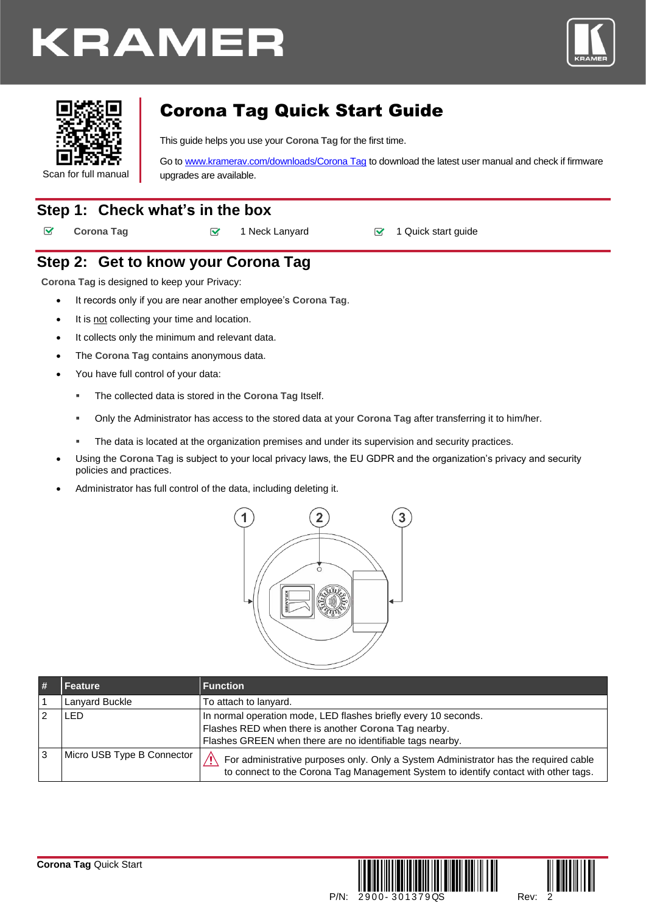# Corona Tag Quick Start Guide

Scan for full manual

This guide helps you use your **Corona Tag** for the first time.

Go to [www.kramerav.com/downloads/Corona Tag](www.kramerav.com/downloads/Corona Tag) to download the latest user manual and check if firmware upgrades are available.

## Step 1: Check what's in the box

- ☑ **Corona Tag**
- ☑ 1 Neck Lanyard
- ☑ 1 Quick start guide

## Step 2: Get to know your Corona Tag

**Corona Tag** is designed to keep your Privacy:

- It records only if you are near another employee's **Corona Tag**.
- It is not collecting your time and location.
- It collects only the minimum and relevant data.
- The **Corona Tag** contains anonymous data.
- You have full control of your data:
  - The collected data is stored in the **Corona Tag** Itself.
  - Only the Administrator has access to the stored data at your **Corona Tag** after transferring it to him/her.
  - The data is located at the organization premises and under its supervision and security practices.
- Using the **Corona Tag** is subject to your local privacy laws, the EU GDPR and the organization's privacy and security policies and practices.
- Administrator has full control of the data, including deleting it.

| # | Feature | Function |
|---|---|---|
| 1 | Lanyard Buckle | To attach to lanyard. |
| 2 | LED | In normal operation mode, LED flashes briefly every 10 seconds.<br>Flashes RED when there is another **Corona Tag** nearby.<br>Flashes GREEN when there are no identifiable tags nearby. |
| 3 | Micro USB Type B Connector | ⚠ For administrative purposes only. Only a System Administrator has the required cable to connect to the Corona Tag Management System to identify contact with other tags. |

P/N: 2900-301379QS Rev: 2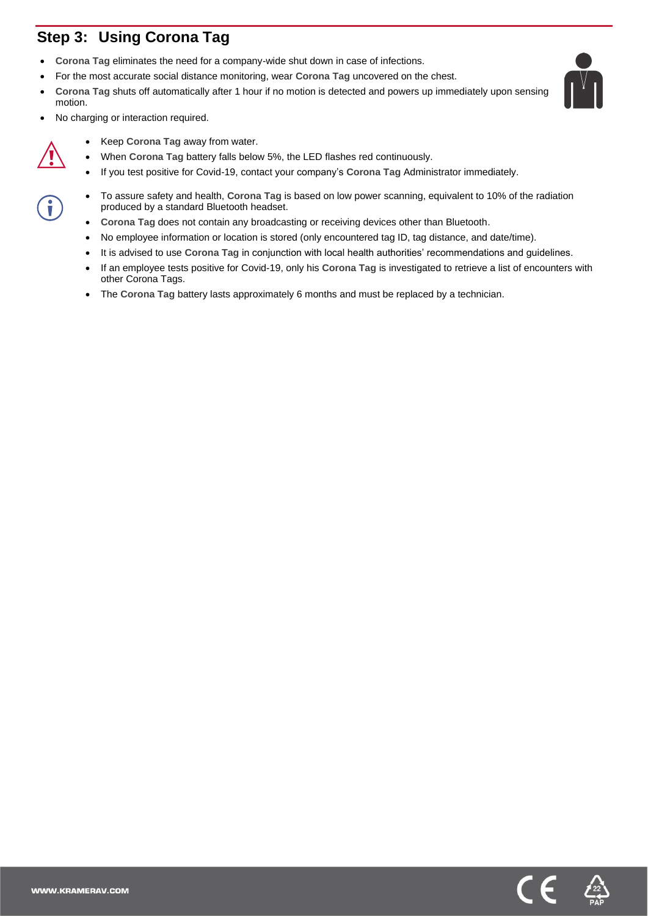## Step 3: Using Corona Tag

- **Corona Tag** eliminates the need for a company-wide shut down in case of infections.
- For the most accurate social distance monitoring, wear **Corona Tag** uncovered on the chest.
- **Corona Tag** shuts off automatically after 1 hour if no motion is detected and powers up immediately upon sensing motion.
- No charging or interaction required.

- Keep **Corona Tag** away from water.
- When **Corona Tag** battery falls below 5%, the LED flashes red continuously.
- If you test positive for Covid-19, contact your company's **Corona Tag** Administrator immediately.

- To assure safety and health, **Corona Tag** is based on low power scanning, equivalent to 10% of the radiation produced by a standard Bluetooth headset.
- **Corona Tag** does not contain any broadcasting or receiving devices other than Bluetooth.
- No employee information or location is stored (only encountered tag ID, tag distance, and date/time).
- It is advised to use **Corona Tag** in conjunction with local health authorities' recommendations and guidelines.
- If an employee tests positive for Covid-19, only his **Corona Tag** is investigated to retrieve a list of encounters with other Corona Tags.
- The **Corona Tag** battery lasts approximately 6 months and must be replaced by a technician.

WWW.KRAMERAV.COM